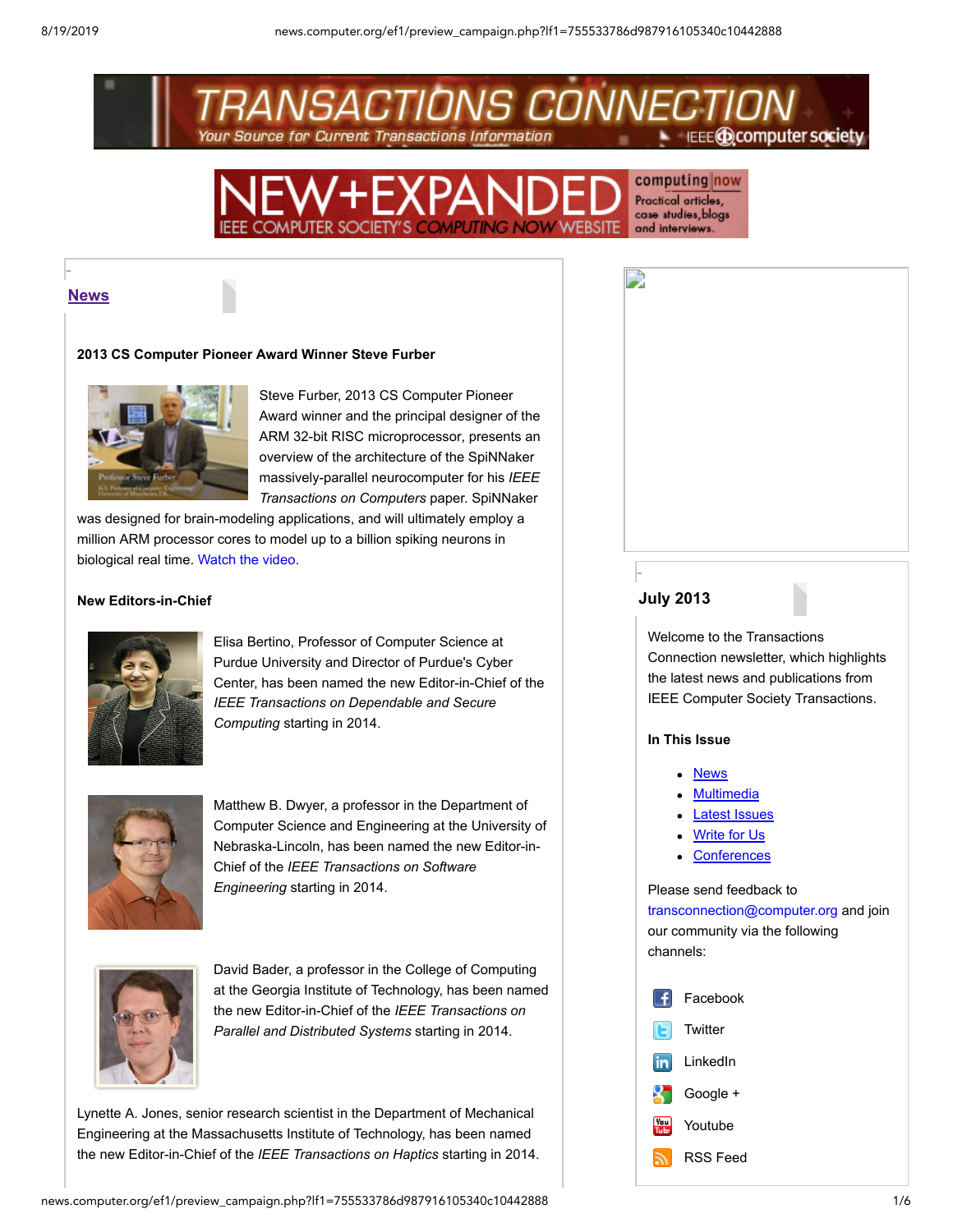# TRANSACTIONS CONNECTION

Your Source for Current Transactions Information

IEEE computer society

NEW+EXPANDED IEEE COMPUTER SOCIETY'S COMPUTING NOW WEBSITE

computing now — Practical articles, case studies, blogs and interviews.

## News

**2013 CS Computer Pioneer Award Winner Steve Furber**

Steve Furber, 2013 CS Computer Pioneer Award winner and the principal designer of the ARM 32-bit RISC microprocessor, presents an overview of the architecture of the SpiNNaker massively-parallel neurocomputer for his *IEEE Transactions on Computers* paper. SpiNNaker was designed for brain-modeling applications, and will ultimately employ a million ARM processor cores to model up to a billion spiking neurons in biological real time. Watch the video.

**New Editors-in-Chief**

Elisa Bertino, Professor of Computer Science at Purdue University and Director of Purdue's Cyber Center, has been named the new Editor-in-Chief of the *IEEE Transactions on Dependable and Secure Computing* starting in 2014.

Matthew B. Dwyer, a professor in the Department of Computer Science and Engineering at the University of Nebraska-Lincoln, has been named the new Editor-in-Chief of the *IEEE Transactions on Software Engineering* starting in 2014.

David Bader, a professor in the College of Computing at the Georgia Institute of Technology, has been named the new Editor-in-Chief of the *IEEE Transactions on Parallel and Distributed Systems* starting in 2014.

Lynette A. Jones, senior research scientist in the Department of Mechanical Engineering at the Massachusetts Institute of Technology, has been named the new Editor-in-Chief of the *IEEE Transactions on Haptics* starting in 2014.

## July 2013

Welcome to the Transactions Connection newsletter, which highlights the latest news and publications from IEEE Computer Society Transactions.

**In This Issue**

- News
- Multimedia
- Latest Issues
- Write for Us
- Conferences

Please send feedback to transconnection@computer.org and join our community via the following channels:

- Facebook
- Twitter
- LinkedIn
- Google +
- Youtube
- RSS Feed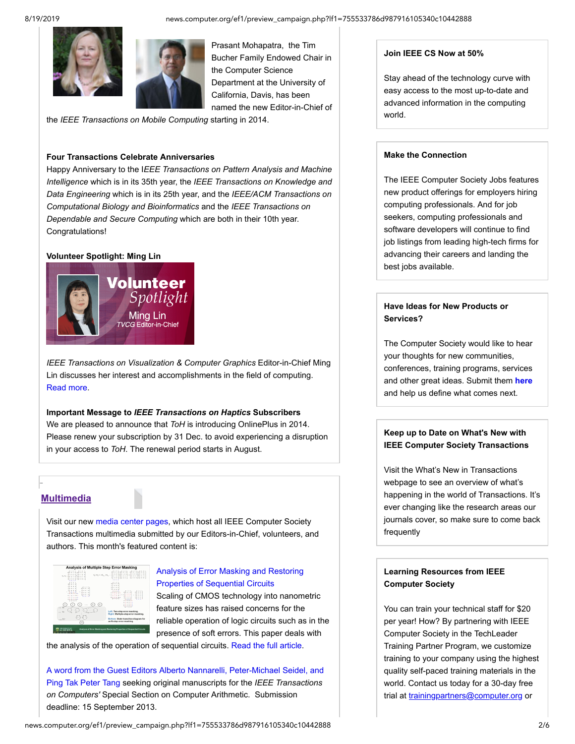Prasant Mohapatra, the Tim Bucher Family Endowed Chair in the Computer Science Department at the University of California, Davis, has been named the new Editor-in-Chief of the *IEEE Transactions on Mobile Computing* starting in 2014.

**Four Transactions Celebrate Anniversaries**

Happy Anniversary to the I*EEE Transactions on Pattern Analysis and Machine Intelligence* which is in its 35th year, the *IEEE Transactions on Knowledge and Data Engineering* which is in its 25th year, and the *IEEE/ACM Transactions on Computational Biology and Bioinformatics* and the *IEEE Transactions on Dependable and Secure Computing* which are both in their 10th year. Congratulations!

**Volunteer Spotlight: Ming Lin**

Volunteer Spotlight
Ming Lin
*TVCG* Editor-in-Chief

*IEEE Transactions on Visualization & Computer Graphics* Editor-in-Chief Ming Lin discusses her interest and accomplishments in the field of computing. Read more.

**Important Message to *IEEE Transactions on Haptics* Subscribers**

We are pleased to announce that *ToH* is introducing OnlinePlus in 2014. Please renew your subscription by 31 Dec. to avoid experiencing a disruption in your access to *ToH*. The renewal period starts in August.

## Multimedia

Visit our new media center pages, which host all IEEE Computer Society Transactions multimedia submitted by our Editors-in-Chief, volunteers, and authors. This month's featured content is:

Analysis of Multiple Step Error Masking

Analysis of Error Masking and Restoring Properties of Sequential Circuits

Scaling of CMOS technology into nanometric feature sizes has raised concerns for the reliable operation of logic circuits such as in the presence of soft errors. This paper deals with the analysis of the operation of sequential circuits. Read the full article.

A word from the Guest Editors Alberto Nannarelli, Peter-Michael Seidel, and Ping Tak Peter Tang seeking original manuscripts for the *IEEE Transactions on Computers'* Special Section on Computer Arithmetic. Submission deadline: 15 September 2013.

**Join IEEE CS Now at 50%**

Stay ahead of the technology curve with easy access to the most up-to-date and advanced information in the computing world.

**Make the Connection**

The IEEE Computer Society Jobs features new product offerings for employers hiring computing professionals. And for job seekers, computing professionals and software developers will continue to find job listings from leading high-tech firms for advancing their careers and landing the best jobs available.

**Have Ideas for New Products or Services?**

The Computer Society would like to hear your thoughts for new communities, conferences, training programs, services and other great ideas. Submit them **here** and help us define what comes next.

**Keep up to Date on What's New with IEEE Computer Society Transactions**

Visit the What's New in Transactions webpage to see an overview of what's happening in the world of Transactions. It's ever changing like the research areas our journals cover, so make sure to come back frequently

**Learning Resources from IEEE Computer Society**

You can train your technical staff for $20 per year! How? By partnering with IEEE Computer Society in the TechLeader Training Partner Program, we customize training to your company using the highest quality self-paced training materials in the world. Contact us today for a 30-day free trial at trainingpartners@computer.org or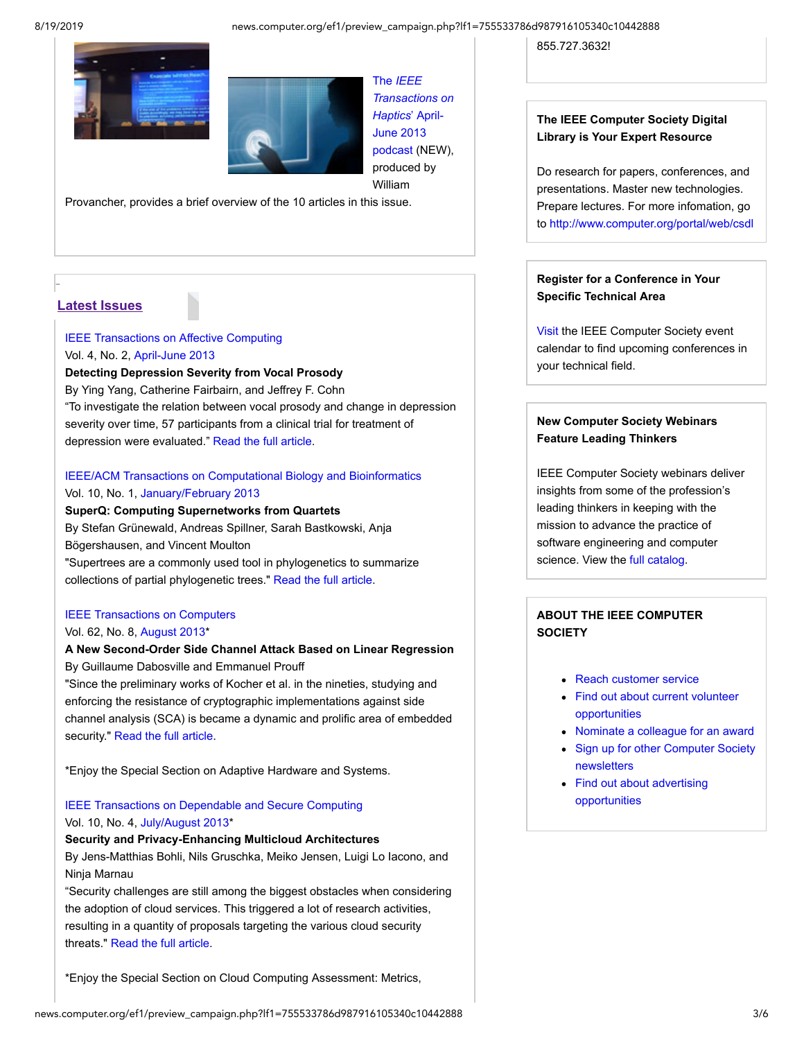The *IEEE Transactions on Haptics*' April-June 2013 podcast (NEW), produced by William Provancher, provides a brief overview of the 10 articles in this issue.

## Latest Issues

IEEE Transactions on Affective Computing
Vol. 4, No. 2, April-June 2013
**Detecting Depression Severity from Vocal Prosody**
By Ying Yang, Catherine Fairbairn, and Jeffrey F. Cohn
"To investigate the relation between vocal prosody and change in depression severity over time, 57 participants from a clinical trial for treatment of depression were evaluated." Read the full article.

IEEE/ACM Transactions on Computational Biology and Bioinformatics
Vol. 10, No. 1, January/February 2013
**SuperQ: Computing Supernetworks from Quartets**
By Stefan Grünewald, Andreas Spillner, Sarah Bastkowski, Anja Bögershausen, and Vincent Moulton
"Supertrees are a commonly used tool in phylogenetics to summarize collections of partial phylogenetic trees." Read the full article.

IEEE Transactions on Computers
Vol. 62, No. 8, August 2013*
**A New Second-Order Side Channel Attack Based on Linear Regression**
By Guillaume Dabosville and Emmanuel Prouff
"Since the preliminary works of Kocher et al. in the nineties, studying and enforcing the resistance of cryptographic implementations against side channel analysis (SCA) is became a dynamic and prolific area of embedded security." Read the full article.

*Enjoy the Special Section on Adaptive Hardware and Systems.

IEEE Transactions on Dependable and Secure Computing
Vol. 10, No. 4, July/August 2013*
**Security and Privacy-Enhancing Multicloud Architectures**
By Jens-Matthias Bohli, Nils Gruschka, Meiko Jensen, Luigi Lo Iacono, and Ninja Marnau
"Security challenges are still among the biggest obstacles when considering the adoption of cloud services. This triggered a lot of research activities, resulting in a quantity of proposals targeting the various cloud security threats." Read the full article.

*Enjoy the Special Section on Cloud Computing Assessment: Metrics,

855.727.3632!

**The IEEE Computer Society Digital Library is Your Expert Resource**

Do research for papers, conferences, and presentations. Master new technologies. Prepare lectures. For more infomation, go to http://www.computer.org/portal/web/csdl

**Register for a Conference in Your Specific Technical Area**

Visit the IEEE Computer Society event calendar to find upcoming conferences in your technical field.

**New Computer Society Webinars Feature Leading Thinkers**

IEEE Computer Society webinars deliver insights from some of the profession's leading thinkers in keeping with the mission to advance the practice of software engineering and computer science. View the full catalog.

**ABOUT THE IEEE COMPUTER SOCIETY**

- Reach customer service
- Find out about current volunteer opportunities
- Nominate a colleague for an award
- Sign up for other Computer Society newsletters
- Find out about advertising opportunities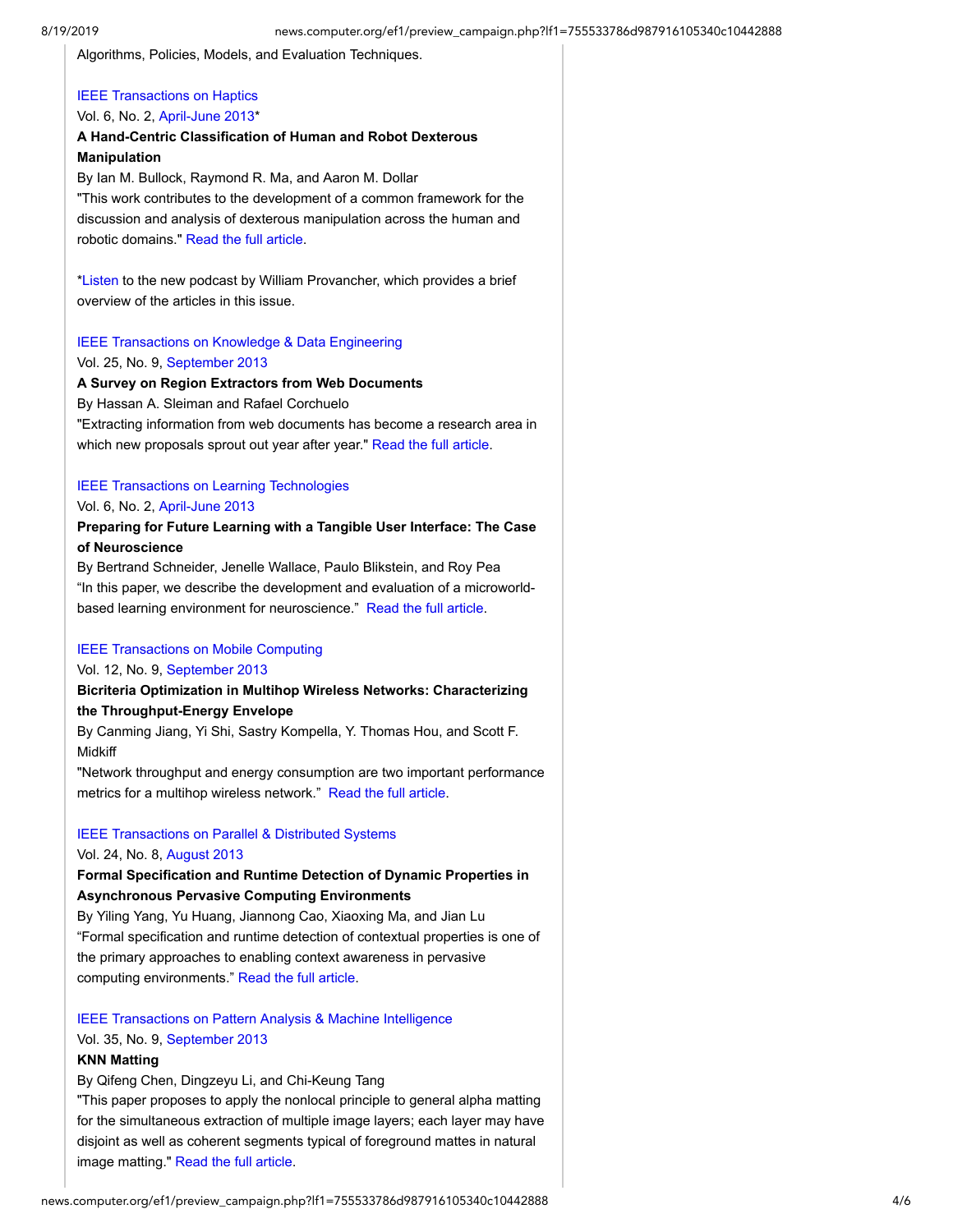Algorithms, Policies, Models, and Evaluation Techniques.

IEEE Transactions on Haptics

Vol. 6, No. 2, April-June 2013*

**A Hand-Centric Classification of Human and Robot Dexterous Manipulation**

By Ian M. Bullock, Raymond R. Ma, and Aaron M. Dollar

"This work contributes to the development of a common framework for the discussion and analysis of dexterous manipulation across the human and robotic domains." Read the full article.

*Listen to the new podcast by William Provancher, which provides a brief overview of the articles in this issue.

IEEE Transactions on Knowledge & Data Engineering

Vol. 25, No. 9, September 2013

**A Survey on Region Extractors from Web Documents**

By Hassan A. Sleiman and Rafael Corchuelo

"Extracting information from web documents has become a research area in which new proposals sprout out year after year." Read the full article.

IEEE Transactions on Learning Technologies

Vol. 6, No. 2, April-June 2013

**Preparing for Future Learning with a Tangible User Interface: The Case of Neuroscience**

By Bertrand Schneider, Jenelle Wallace, Paulo Blikstein, and Roy Pea

"In this paper, we describe the development and evaluation of a microworld-based learning environment for neuroscience." Read the full article.

IEEE Transactions on Mobile Computing

Vol. 12, No. 9, September 2013

**Bicriteria Optimization in Multihop Wireless Networks: Characterizing the Throughput-Energy Envelope**

By Canming Jiang, Yi Shi, Sastry Kompella, Y. Thomas Hou, and Scott F. Midkiff

"Network throughput and energy consumption are two important performance metrics for a multihop wireless network." Read the full article.

IEEE Transactions on Parallel & Distributed Systems

Vol. 24, No. 8, August 2013

**Formal Specification and Runtime Detection of Dynamic Properties in Asynchronous Pervasive Computing Environments**

By Yiling Yang, Yu Huang, Jiannong Cao, Xiaoxing Ma, and Jian Lu

"Formal specification and runtime detection of contextual properties is one of the primary approaches to enabling context awareness in pervasive computing environments." Read the full article.

IEEE Transactions on Pattern Analysis & Machine Intelligence

Vol. 35, No. 9, September 2013

**KNN Matting**

By Qifeng Chen, Dingzeyu Li, and Chi-Keung Tang

"This paper proposes to apply the nonlocal principle to general alpha matting for the simultaneous extraction of multiple image layers; each layer may have disjoint as well as coherent segments typical of foreground mattes in natural image matting." Read the full article.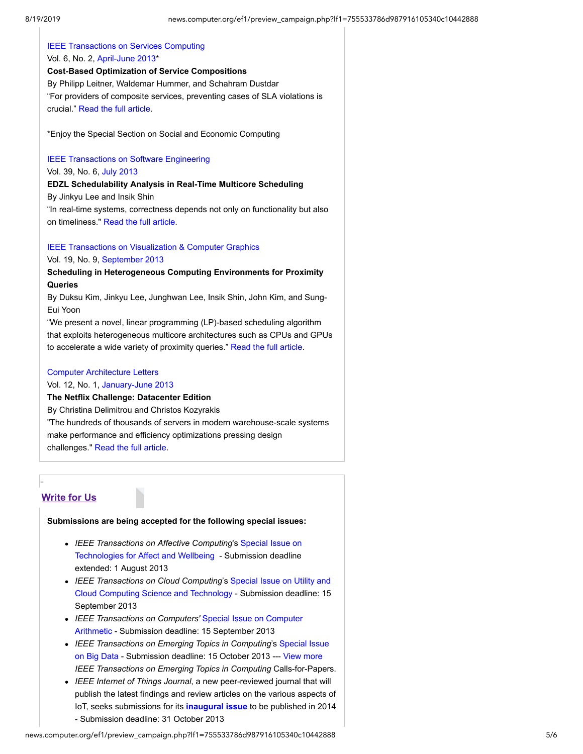IEEE Transactions on Services Computing
Vol. 6, No. 2, April-June 2013*
**Cost-Based Optimization of Service Compositions**
By Philipp Leitner, Waldemar Hummer, and Schahram Dustdar
“For providers of composite services, preventing cases of SLA violations is crucial.” Read the full article.

*Enjoy the Special Section on Social and Economic Computing

IEEE Transactions on Software Engineering
Vol. 39, No. 6, July 2013
**EDZL Schedulability Analysis in Real-Time Multicore Scheduling**
By Jinkyu Lee and Insik Shin
“In real-time systems, correctness depends not only on functionality but also on timeliness." Read the full article.

IEEE Transactions on Visualization & Computer Graphics
Vol. 19, No. 9, September 2013
**Scheduling in Heterogeneous Computing Environments for Proximity Queries**
By Duksu Kim, Jinkyu Lee, Junghwan Lee, Insik Shin, John Kim, and Sung-Eui Yoon
“We present a novel, linear programming (LP)-based scheduling algorithm that exploits heterogeneous multicore architectures such as CPUs and GPUs to accelerate a wide variety of proximity queries.” Read the full article.

Computer Architecture Letters
Vol. 12, No. 1, January-June 2013
**The Netflix Challenge: Datacenter Edition**
By Christina Delimitrou and Christos Kozyrakis
"The hundreds of thousands of servers in modern warehouse-scale systems make performance and efficiency optimizations pressing design challenges." Read the full article.

## Write for Us

**Submissions are being accepted for the following special issues:**

- *IEEE Transactions on Affective Computing*'s Special Issue on Technologies for Affect and Wellbeing - Submission deadline extended: 1 August 2013
- *IEEE Transactions on Cloud Computing*'s Special Issue on Utility and Cloud Computing Science and Technology - Submission deadline: 15 September 2013
- *IEEE Transactions on Computers'* Special Issue on Computer Arithmetic - Submission deadline: 15 September 2013
- *IEEE Transactions on Emerging Topics in Computing*'s Special Issue on Big Data - Submission deadline: 15 October 2013 --- View more *IEEE Transactions on Emerging Topics in Computing* Calls-for-Papers.
- *IEEE Internet of Things Journal*, a new peer-reviewed journal that will publish the latest findings and review articles on the various aspects of IoT, seeks submissions for its **inaugural issue** to be published in 2014 - Submission deadline: 31 October 2013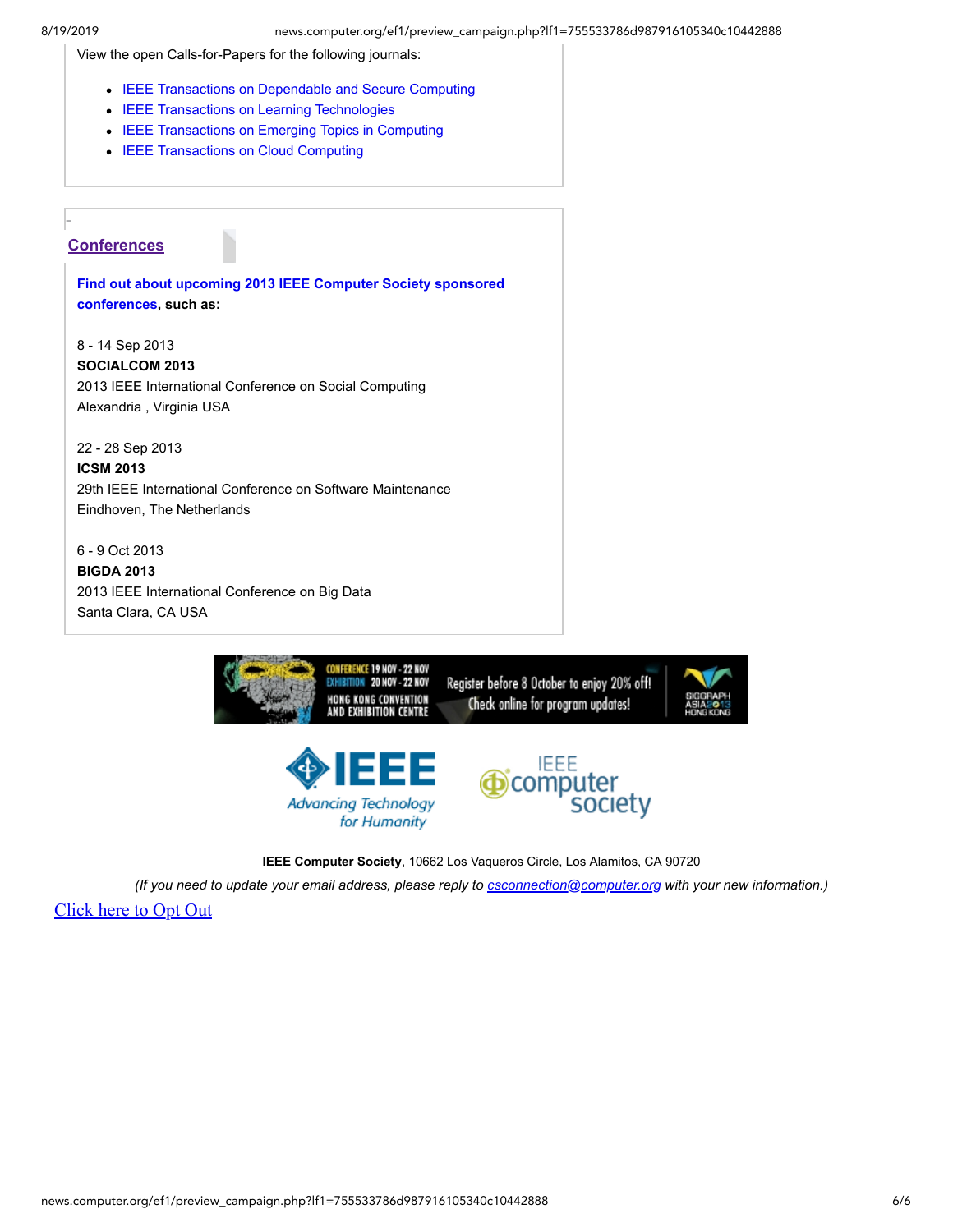View the open Calls-for-Papers for the following journals:

- IEEE Transactions on Dependable and Secure Computing
- IEEE Transactions on Learning Technologies
- IEEE Transactions on Emerging Topics in Computing
- IEEE Transactions on Cloud Computing

## Conferences

**Find out about upcoming 2013 IEEE Computer Society sponsored conferences, such as:**

8 - 14 Sep 2013
**SOCIALCOM 2013**
2013 IEEE International Conference on Social Computing
Alexandria , Virginia USA

22 - 28 Sep 2013
**ICSM 2013**
29th IEEE International Conference on Software Maintenance
Eindhoven, The Netherlands

6 - 9 Oct 2013
**BIGDA 2013**
2013 IEEE International Conference on Big Data
Santa Clara, CA USA

**IEEE Computer Society**, 10662 Los Vaqueros Circle, Los Alamitos, CA 90720

*(If you need to update your email address, please reply to csconnection@computer.org with your new information.)*

Click here to Opt Out